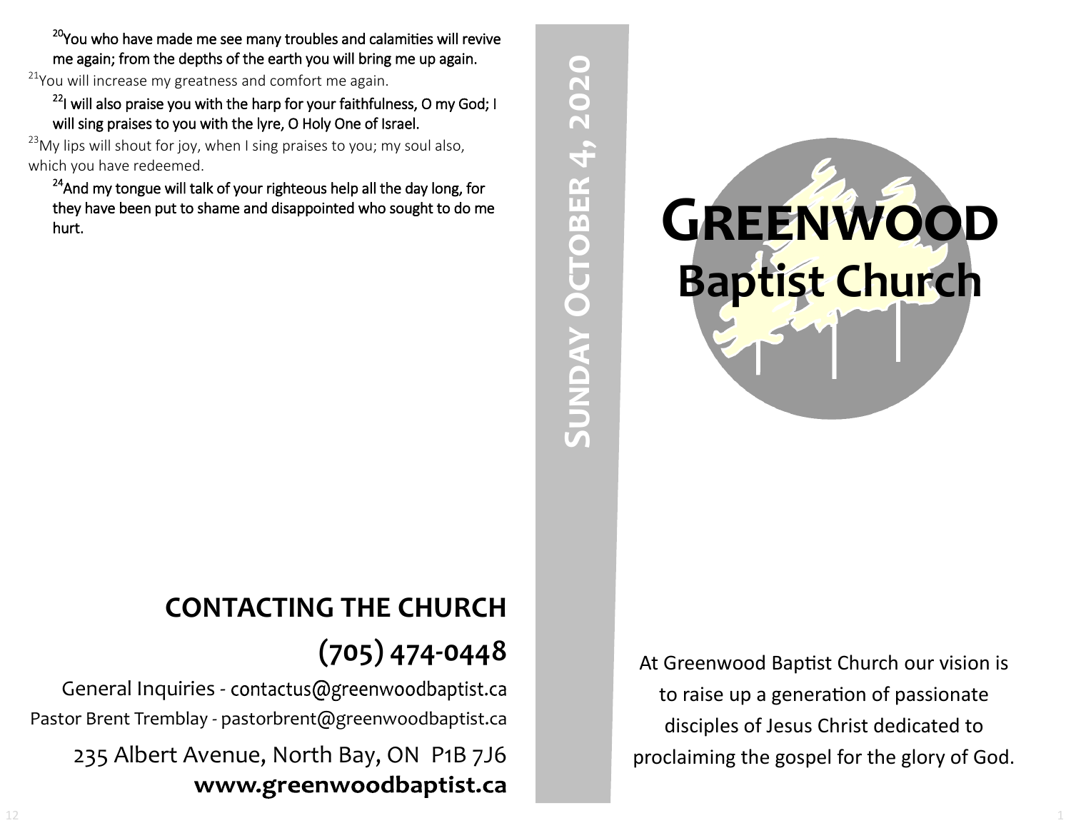[20]You who have made me see many troubles and calamities will revive me again; from the depths of the earth you will bring me up again.

[21]You will increase my greatness and comfort me again.

[22]I will also praise you with the harp for your faithfulness, O my God; I will sing praises to you with the lyre, O Holy One of Israel.

[23]My lips will shout for joy, when I sing praises to you; my soul also, which you have redeemed.

[24]And my tongue will talk of your righteous help all the day long, for they have been put to shame and disappointed who sought to do me hurt.

## CONTACTING THE CHURCH

## (705) 474-0448

General Inquiries - contactus@greenwoodbaptist.ca

Pastor Brent Tremblay - pastorbrent@greenwoodbaptist.ca

235 Albert Avenue, North Bay, ON P1B 7J6

**www.greenwoodbaptist.ca**

**Sunday October 4, 2020**

# Greenwood Baptist Church

At Greenwood Baptist Church our vision is to raise up a generation of passionate disciples of Jesus Christ dedicated to proclaiming the gospel for the glory of God.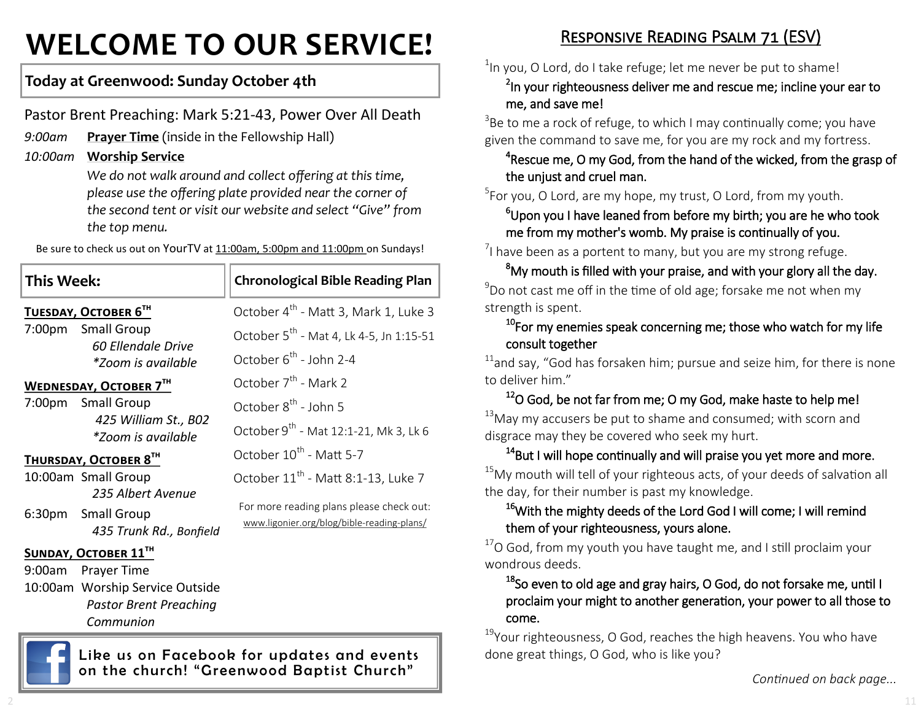# WELCOME TO OUR SERVICE!

## Today at Greenwood: Sunday October 4th

Pastor Brent Preaching: Mark 5:21-43, Power Over All Death

*9:00am* **Prayer Time** (inside in the Fellowship Hall)

*10:00am* **Worship Service**

*We do not walk around and collect offering at this time, please use the offering plate provided near the corner of the second tent or visit our website and select "Give" from the top menu.*

Be sure to check us out on YourTV at 11:00am, 5:00pm and 11:00pm on Sundays!

## This Week:

**TUESDAY, OCTOBER 6TH**

7:00pm Small Group
*60 Ellendale Drive*
**Zoom is available*

**WEDNESDAY, OCTOBER 7TH**

7:00pm Small Group
*425 William St., B02*
**Zoom is available*

**THURSDAY, OCTOBER 8TH**

10:00am Small Group
*235 Albert Avenue*

6:30pm Small Group
*435 Trunk Rd., Bonfield*

**SUNDAY, OCTOBER 11TH**

9:00am Prayer Time

10:00am Worship Service Outside
*Pastor Brent Preaching*
*Communion*

## Chronological Bible Reading Plan

- October 4th - Matt 3, Mark 1, Luke 3
- October 5th - Mat 4, Lk 4-5, Jn 1:15-51
- October 6th - John 2-4
- October 7th - Mark 2
- October 8th - John 5
- October 9th - Mat 12:1-21, Mk 3, Lk 6
- October 10th - Matt 5-7
- October 11th - Matt 8:1-13, Luke 7

For more reading plans please check out: www.ligonier.org/blog/bible-reading-plans/

**Like us on Facebook for updates and events on the church! "Greenwood Baptist Church"**

## RESPONSIVE READING PSALM 71 (ESV)

[1]In you, O Lord, do I take refuge; let me never be put to shame!

**[2]In your righteousness deliver me and rescue me; incline your ear to me, and save me!**

[3]Be to me a rock of refuge, to which I may continually come; you have given the command to save me, for you are my rock and my fortress.

**[4]Rescue me, O my God, from the hand of the wicked, from the grasp of the unjust and cruel man.**

[5]For you, O Lord, are my hope, my trust, O Lord, from my youth.

**[6]Upon you I have leaned from before my birth; you are he who took me from my mother's womb. My praise is continually of you.**

[7]I have been as a portent to many, but you are my strong refuge.

**[8]My mouth is filled with your praise, and with your glory all the day.**

[9]Do not cast me off in the time of old age; forsake me not when my strength is spent.

**[10]For my enemies speak concerning me; those who watch for my life consult together**

[11]and say, "God has forsaken him; pursue and seize him, for there is none to deliver him."

**[12]O God, be not far from me; O my God, make haste to help me!**

[13]May my accusers be put to shame and consumed; with scorn and disgrace may they be covered who seek my hurt.

**[14]But I will hope continually and will praise you yet more and more.**

[15]My mouth will tell of your righteous acts, of your deeds of salvation all the day, for their number is past my knowledge.

**[16]With the mighty deeds of the Lord God I will come; I will remind them of your righteousness, yours alone.**

[17]O God, from my youth you have taught me, and I still proclaim your wondrous deeds.

**[18]So even to old age and gray hairs, O God, do not forsake me, until I proclaim your might to another generation, your power to all those to come.**

[19]Your righteousness, O God, reaches the high heavens. You who have done great things, O God, who is like you?

*Continued on back page...*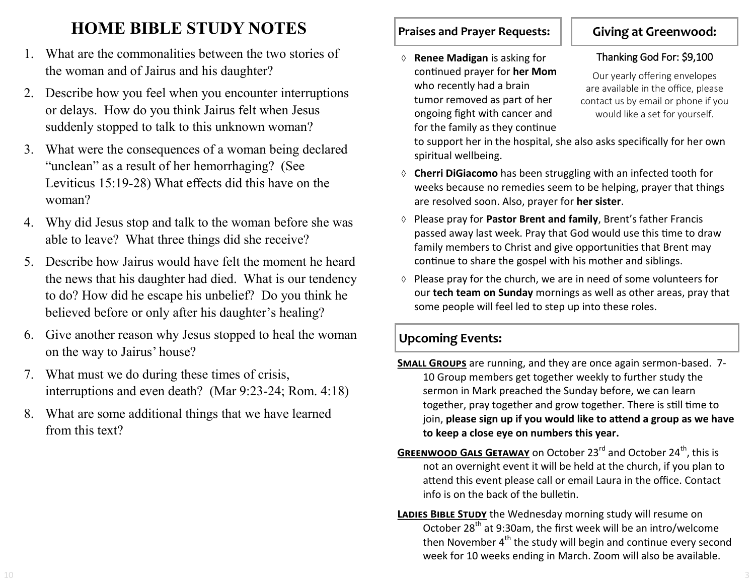# HOME BIBLE STUDY NOTES

1. What are the commonalities between the two stories of the woman and of Jairus and his daughter?
2. Describe how you feel when you encounter interruptions or delays. How do you think Jairus felt when Jesus suddenly stopped to talk to this unknown woman?
3. What were the consequences of a woman being declared "unclean" as a result of her hemorrhaging? (See Leviticus 15:19-28) What effects did this have on the woman?
4. Why did Jesus stop and talk to the woman before she was able to leave? What three things did she receive?
5. Describe how Jairus would have felt the moment he heard the news that his daughter had died. What is our tendency to do? How did he escape his unbelief? Do you think he believed before or only after his daughter's healing?
6. Give another reason why Jesus stopped to heal the woman on the way to Jairus' house?
7. What must we do during these times of crisis, interruptions and even death? (Mar 9:23-24; Rom. 4:18)
8. What are some additional things that we have learned from this text?

## Praises and Prayer Requests:

- **Renee Madigan** is asking for continued prayer for **her Mom** who recently had a brain tumor removed as part of her ongoing fight with cancer and for the family as they continue to support her in the hospital, she also asks specifically for her own spiritual wellbeing.
- **Cherri DiGiacomo** has been struggling with an infected tooth for weeks because no remedies seem to be helping, prayer that things are resolved soon. Also, prayer for **her sister**.
- Please pray for **Pastor Brent and family**, Brent's father Francis passed away last week. Pray that God would use this time to draw family members to Christ and give opportunities that Brent may continue to share the gospel with his mother and siblings.
- Please pray for the church, we are in need of some volunteers for our **tech team on Sunday** mornings as well as other areas, pray that some people will feel led to step up into these roles.

## Giving at Greenwood:

Thanking God For: $9,100

Our yearly offering envelopes are available in the office, please contact us by email or phone if you would like a set for yourself.

## Upcoming Events:

**SMALL GROUPS** are running, and they are once again sermon-based. 7-10 Group members get together weekly to further study the sermon in Mark preached the Sunday before, we can learn together, pray together and grow together. There is still time to join, **please sign up if you would like to attend a group as we have to keep a close eye on numbers this year.**

**GREENWOOD GALS GETAWAY** on October 23rd and October 24th, this is not an overnight event it will be held at the church, if you plan to attend this event please call or email Laura in the office. Contact info is on the back of the bulletin.

**LADIES BIBLE STUDY** the Wednesday morning study will resume on October 28th at 9:30am, the first week will be an intro/welcome then November 4th the study will begin and continue every second week for 10 weeks ending in March. Zoom will also be available.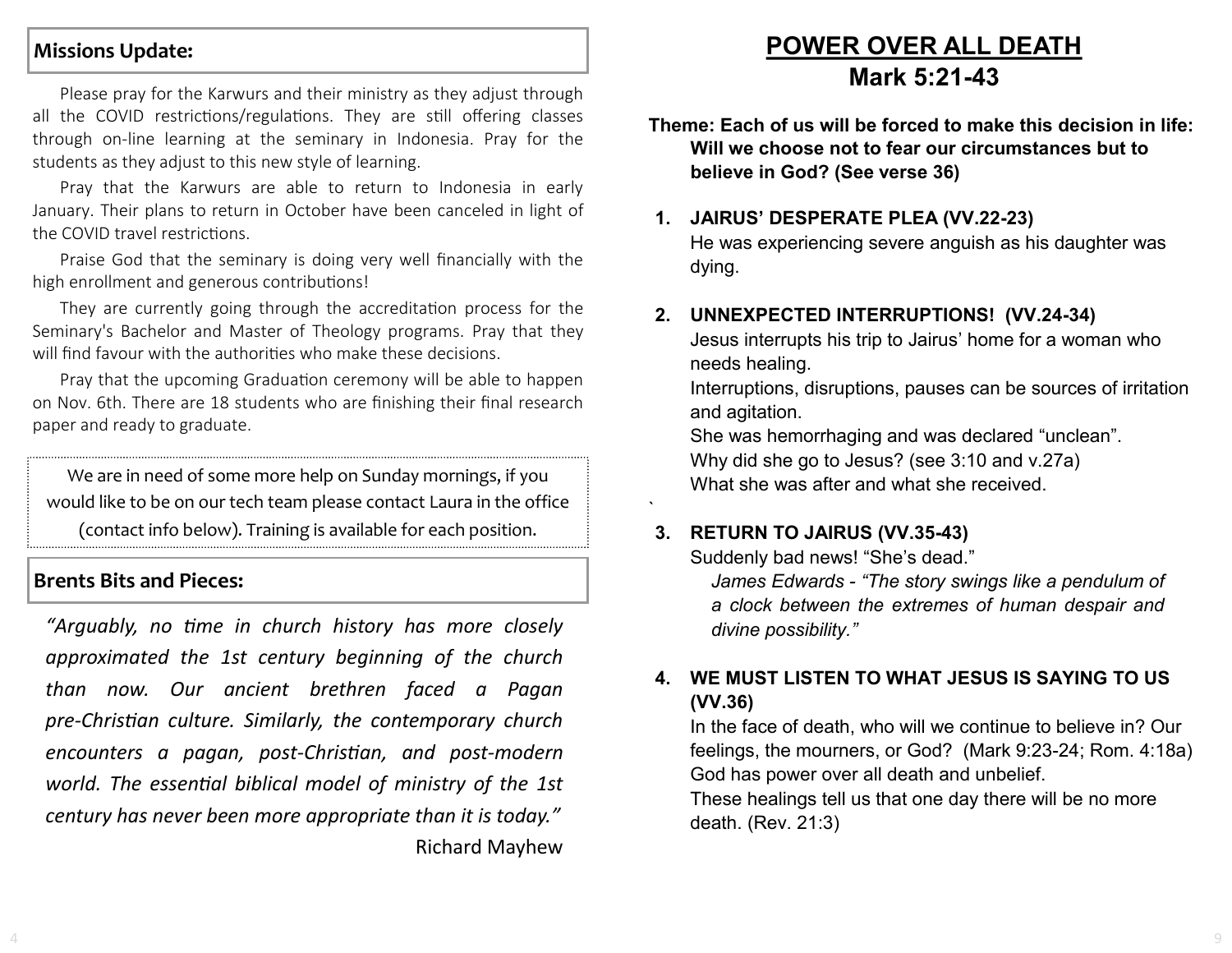## Missions Update:

Please pray for the Karwurs and their ministry as they adjust through all the COVID restrictions/regulations. They are still offering classes through on-line learning at the seminary in Indonesia. Pray for the students as they adjust to this new style of learning.

Pray that the Karwurs are able to return to Indonesia in early January. Their plans to return in October have been canceled in light of the COVID travel restrictions.

Praise God that the seminary is doing very well financially with the high enrollment and generous contributions!

They are currently going through the accreditation process for the Seminary's Bachelor and Master of Theology programs. Pray that they will find favour with the authorities who make these decisions.

Pray that the upcoming Graduation ceremony will be able to happen on Nov. 6th. There are 18 students who are finishing their final research paper and ready to graduate.

We are in need of some more help on Sunday mornings, if you would like to be on our tech team please contact Laura in the office (contact info below). Training is available for each position.

## Brents Bits and Pieces:

*"Arguably, no time in church history has more closely approximated the 1st century beginning of the church than now. Our ancient brethren faced a Pagan pre-Christian culture. Similarly, the contemporary church encounters a pagan, post-Christian, and post-modern world. The essential biblical model of ministry of the 1st century has never been more appropriate than it is today."*

Richard Mayhew

# POWER OVER ALL DEATH
## Mark 5:21-43

**Theme: Each of us will be forced to make this decision in life: Will we choose not to fear our circumstances but to believe in God? (See verse 36)**

1. **JAIRUS' DESPERATE PLEA (VV.22-23)**
   He was experiencing severe anguish as his daughter was dying.

2. **UNNEXPECTED INTERRUPTIONS! (VV.24-34)**
   Jesus interrupts his trip to Jairus' home for a woman who needs healing.
   Interruptions, disruptions, pauses can be sources of irritation and agitation.
   She was hemorrhaging and was declared "unclean".
   Why did she go to Jesus? (see 3:10 and v.27a)
   What she was after and what she received.

3. **RETURN TO JAIRUS (VV.35-43)**
   Suddenly bad news! "She's dead."
   *James Edwards - "The story swings like a pendulum of a clock between the extremes of human despair and divine possibility."*

4. **WE MUST LISTEN TO WHAT JESUS IS SAYING TO US (VV.36)**
   In the face of death, who will we continue to believe in? Our feelings, the mourners, or God? (Mark 9:23-24; Rom. 4:18a)
   God has power over all death and unbelief.
   These healings tell us that one day there will be no more death. (Rev. 21:3)